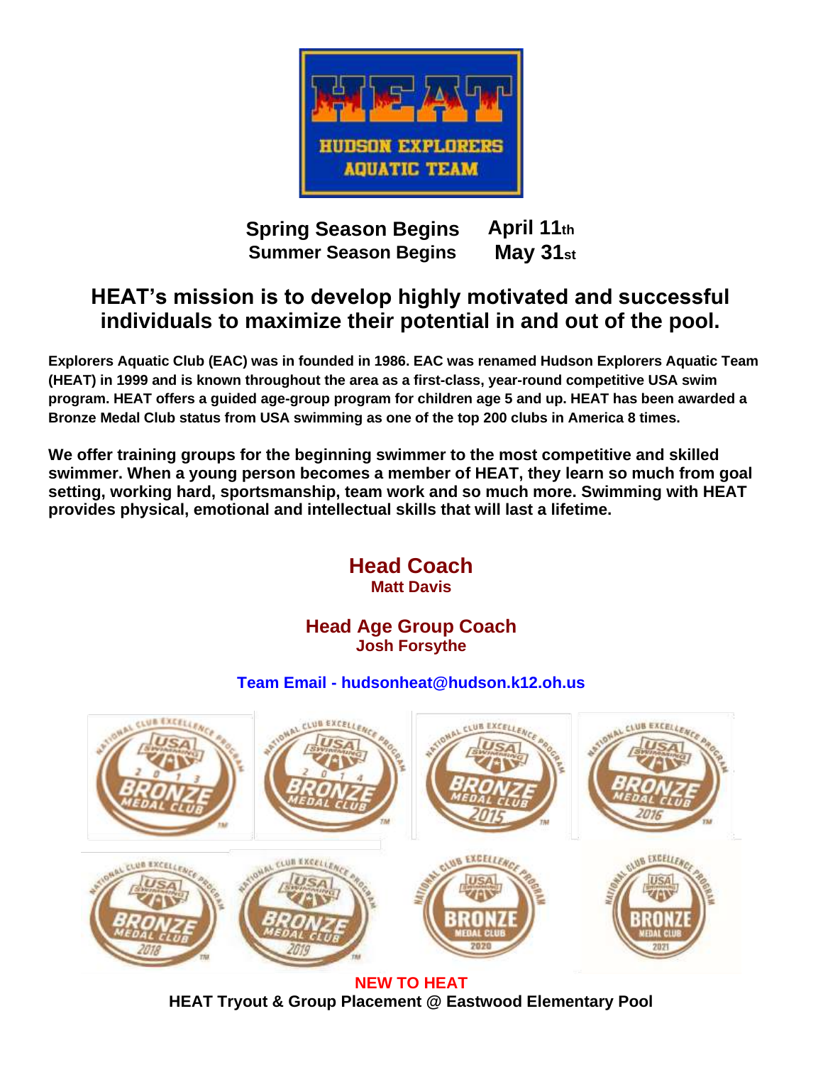**Spring Season Begins** **April 11th**
**Summer Season Begins** **May 31st**

## HEAT's mission is to develop highly motivated and successful individuals to maximize their potential in and out of the pool.

**Explorers Aquatic Club (EAC) was in founded in 1986. EAC was renamed Hudson Explorers Aquatic Team (HEAT) in 1999 and is known throughout the area as a first-class, year-round competitive USA swim program. HEAT offers a guided age-group program for children age 5 and up. HEAT has been awarded a Bronze Medal Club status from USA swimming as one of the top 200 clubs in America 8 times.**

**We offer training groups for the beginning swimmer to the most competitive and skilled swimmer. When a young person becomes a member of HEAT, they learn so much from goal setting, working hard, sportsmanship, team work and so much more. Swimming with HEAT provides physical, emotional and intellectual skills that will last a lifetime.**

### Head Coach
**Matt Davis**

### Head Age Group Coach
**Josh Forsythe**

**Team Email - hudsonheat@hudson.k12.oh.us**

**NEW TO HEAT**

**HEAT Tryout & Group Placement @ Eastwood Elementary Pool**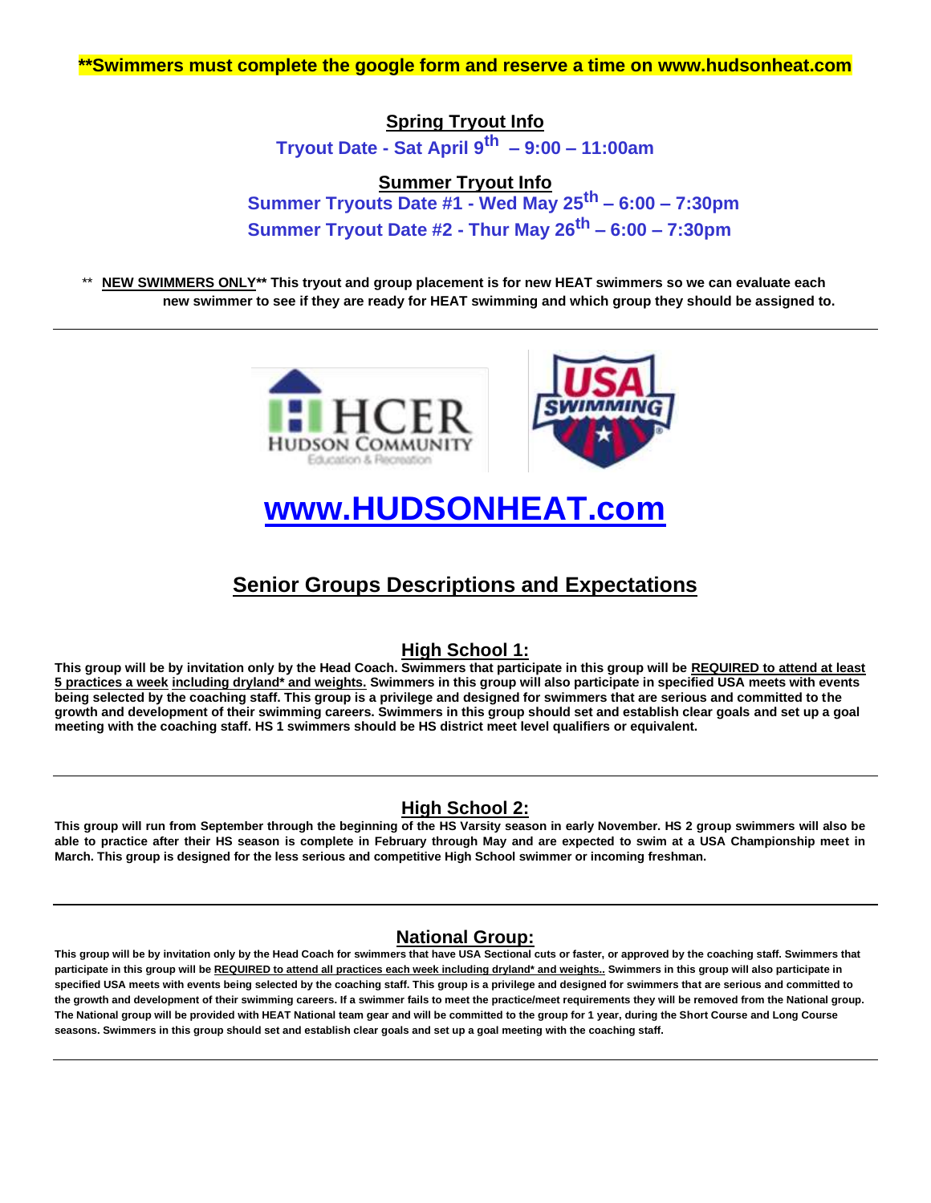**Swimmers must complete the google form and reserve a time on www.hudsonheat.com

## Spring Tryout Info

**Tryout Date - Sat April 9th – 9:00 – 11:00am**

## Summer Tryout Info

**Summer Tryouts Date #1 - Wed May 25th – 6:00 – 7:30pm**

**Summer Tryout Date #2 - Thur May 26th – 6:00 – 7:30pm**

** **NEW SWIMMERS ONLY**** This tryout and group placement is for new HEAT swimmers so we can evaluate each new swimmer to see if they are ready for HEAT swimming and which group they should be assigned to.**

---

# www.HUDSONHEAT.com

## Senior Groups Descriptions and Expectations

### High School 1:

**This group will be by invitation only by the Head Coach. Swimmers that participate in this group will be REQUIRED to attend at least 5 practices a week including dryland* and weights. Swimmers in this group will also participate in specified USA meets with events being selected by the coaching staff. This group is a privilege and designed for swimmers that are serious and committed to the growth and development of their swimming careers. Swimmers in this group should set and establish clear goals and set up a goal meeting with the coaching staff. HS 1 swimmers should be HS district meet level qualifiers or equivalent.**

---

### High School 2:

**This group will run from September through the beginning of the HS Varsity season in early November. HS 2 group swimmers will also be able to practice after their HS season is complete in February through May and are expected to swim at a USA Championship meet in March. This group is designed for the less serious and competitive High School swimmer or incoming freshman.**

---

### National Group:

**This group will be by invitation only by the Head Coach for swimmers that have USA Sectional cuts or faster, or approved by the coaching staff. Swimmers that participate in this group will be REQUIRED to attend all practices each week including dryland* and weights.. Swimmers in this group will also participate in specified USA meets with events being selected by the coaching staff. This group is a privilege and designed for swimmers that are serious and committed to the growth and development of their swimming careers. If a swimmer fails to meet the practice/meet requirements they will be removed from the National group. The National group will be provided with HEAT National team gear and will be committed to the group for 1 year, during the Short Course and Long Course seasons. Swimmers in this group should set and establish clear goals and set up a goal meeting with the coaching staff.**

---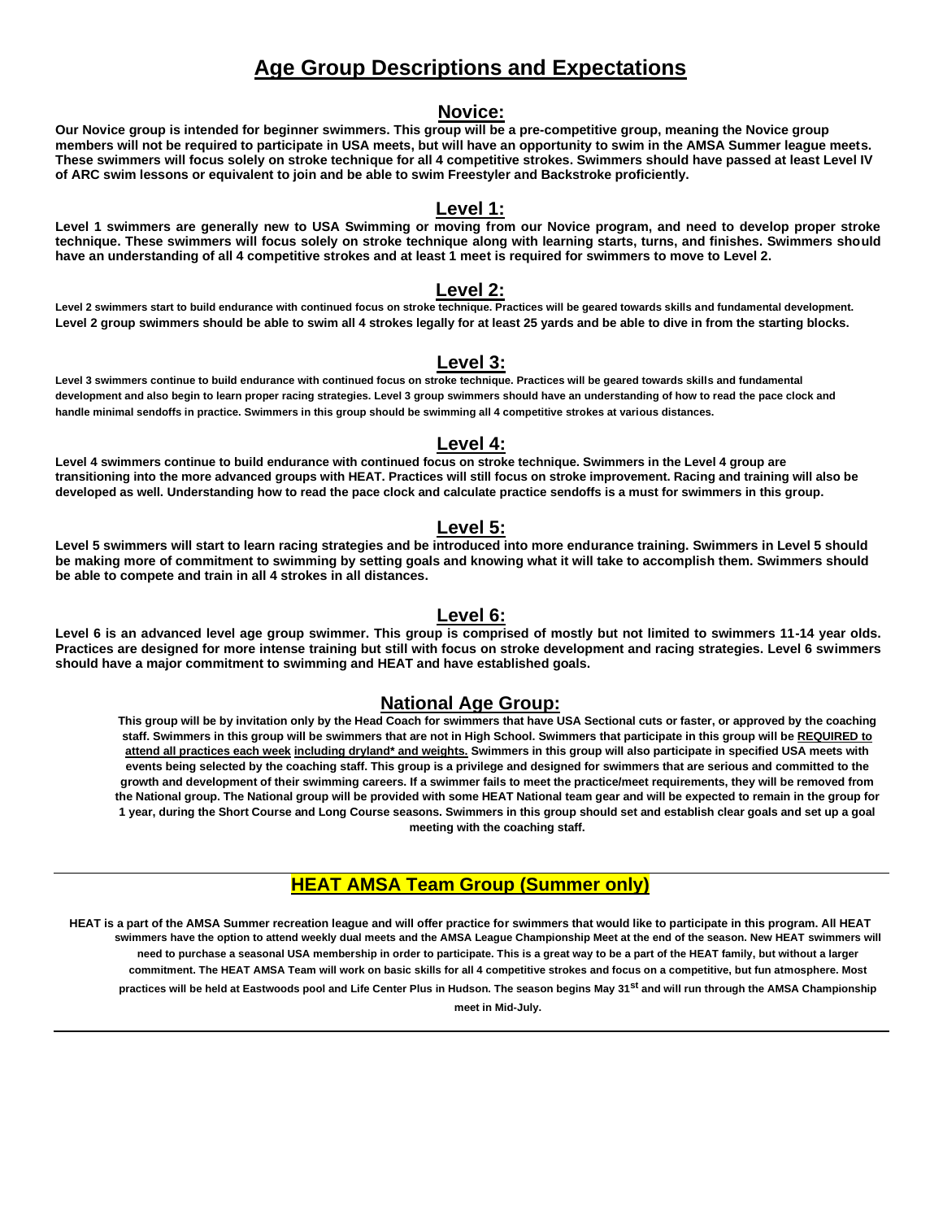# Age Group Descriptions and Expectations

## Novice:

**Our Novice group is intended for beginner swimmers. This group will be a pre-competitive group, meaning the Novice group members will not be required to participate in USA meets, but will have an opportunity to swim in the AMSA Summer league meets. These swimmers will focus solely on stroke technique for all 4 competitive strokes. Swimmers should have passed at least Level IV of ARC swim lessons or equivalent to join and be able to swim Freestyler and Backstroke proficiently.**

## Level 1:

**Level 1 swimmers are generally new to USA Swimming or moving from our Novice program, and need to develop proper stroke technique. These swimmers will focus solely on stroke technique along with learning starts, turns, and finishes. Swimmers should have an understanding of all 4 competitive strokes and at least 1 meet is required for swimmers to move to Level 2.**

## Level 2:

**Level 2 swimmers start to build endurance with continued focus on stroke technique. Practices will be geared towards skills and fundamental development. Level 2 group swimmers should be able to swim all 4 strokes legally for at least 25 yards and be able to dive in from the starting blocks.**

## Level 3:

**Level 3 swimmers continue to build endurance with continued focus on stroke technique. Practices will be geared towards skills and fundamental development and also begin to learn proper racing strategies. Level 3 group swimmers should have an understanding of how to read the pace clock and handle minimal sendoffs in practice. Swimmers in this group should be swimming all 4 competitive strokes at various distances.**

## Level 4:

**Level 4 swimmers continue to build endurance with continued focus on stroke technique. Swimmers in the Level 4 group are transitioning into the more advanced groups with HEAT. Practices will still focus on stroke improvement. Racing and training will also be developed as well. Understanding how to read the pace clock and calculate practice sendoffs is a must for swimmers in this group.**

## Level 5:

**Level 5 swimmers will start to learn racing strategies and be introduced into more endurance training. Swimmers in Level 5 should be making more of commitment to swimming by setting goals and knowing what it will take to accomplish them. Swimmers should be able to compete and train in all 4 strokes in all distances.**

## Level 6:

**Level 6 is an advanced level age group swimmer. This group is comprised of mostly but not limited to swimmers 11-14 year olds. Practices are designed for more intense training but still with focus on stroke development and racing strategies. Level 6 swimmers should have a major commitment to swimming and HEAT and have established goals.**

## National Age Group:

**This group will be by invitation only by the Head Coach for swimmers that have USA Sectional cuts or faster, or approved by the coaching staff. Swimmers in this group will be swimmers that are not in High School. Swimmers that participate in this group will be <u>REQUIRED to attend all practices each week</u> <u>including dryland* and weights.</u> Swimmers in this group will also participate in specified USA meets with events being selected by the coaching staff. This group is a privilege and designed for swimmers that are serious and committed to the growth and development of their swimming careers. If a swimmer fails to meet the practice/meet requirements, they will be removed from the National group. The National group will be provided with some HEAT National team gear and will be expected to remain in the group for 1 year, during the Short Course and Long Course seasons. Swimmers in this group should set and establish clear goals and set up a goal meeting with the coaching staff.**

---

## HEAT AMSA Team Group (Summer only)

**HEAT is a part of the AMSA Summer recreation league and will offer practice for swimmers that would like to participate in this program. All HEAT swimmers have the option to attend weekly dual meets and the AMSA League Championship Meet at the end of the season. New HEAT swimmers will need to purchase a seasonal USA membership in order to participate. This is a great way to be a part of the HEAT family, but without a larger commitment. The HEAT AMSA Team will work on basic skills for all 4 competitive strokes and focus on a competitive, but fun atmosphere. Most practices will be held at Eastwoods pool and Life Center Plus in Hudson. The season begins May 31st and will run through the AMSA Championship meet in Mid-July.**

---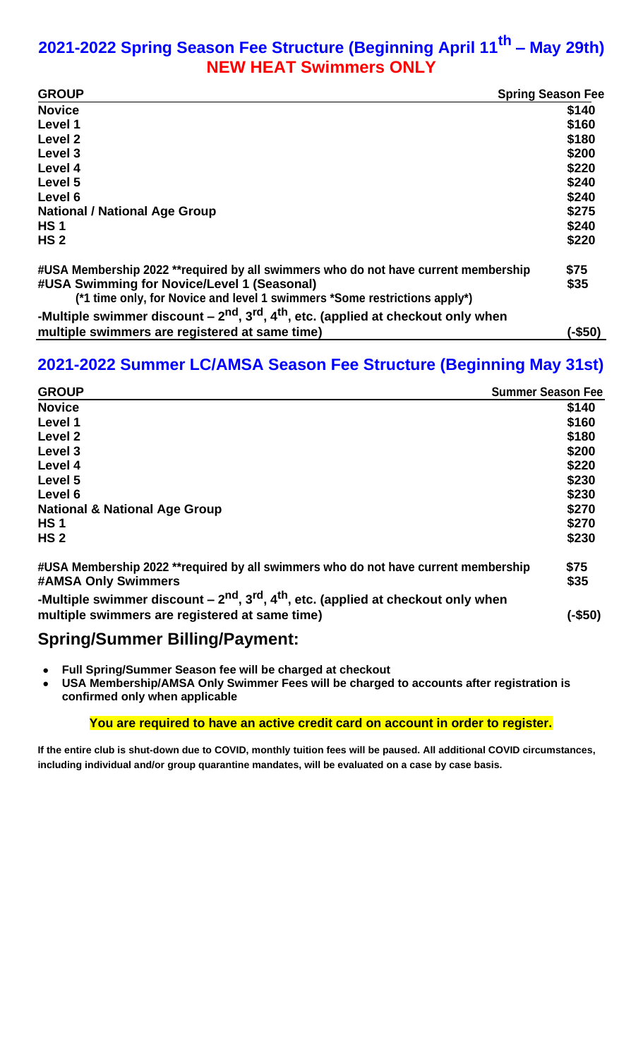## 2021-2022 Spring Season Fee Structure (Beginning April 11th – May 29th)

## NEW HEAT Swimmers ONLY

| GROUP | Spring Season Fee |
|---|---|
| Novice | $140 |
| Level 1 | $160 |
| Level 2 | $180 |
| Level 3 | $200 |
| Level 4 | $220 |
| Level 5 | $240 |
| Level 6 | $240 |
| National / National Age Group | $275 |
| HS 1 | $240 |
| HS 2 | $220 |
| #USA Membership 2022 **required by all swimmers who do not have current membership | $75 |
| #USA Swimming for Novice/Level 1 (Seasonal) (*1 time only, for Novice and level 1 swimmers *Some restrictions apply*) | $35 |
| -Multiple swimmer discount – 2nd, 3rd, 4th, etc. (applied at checkout only when multiple swimmers are registered at same time) | (-$50) |

## 2021-2022 Summer LC/AMSA Season Fee Structure (Beginning May 31st)

| GROUP | Summer Season Fee |
|---|---|
| Novice | $140 |
| Level 1 | $160 |
| Level 2 | $180 |
| Level 3 | $200 |
| Level 4 | $220 |
| Level 5 | $230 |
| Level 6 | $230 |
| National & National Age Group | $270 |
| HS 1 | $270 |
| HS 2 | $230 |
| #USA Membership 2022 **required by all swimmers who do not have current membership | $75 |
| #AMSA Only Swimmers | $35 |
| -Multiple swimmer discount – 2nd, 3rd, 4th, etc. (applied at checkout only when multiple swimmers are registered at same time) | (-$50) |

## Spring/Summer Billing/Payment:

- **Full Spring/Summer Season fee will be charged at checkout**
- **USA Membership/AMSA Only Swimmer Fees will be charged to accounts after registration is confirmed only when applicable**

**You are required to have an active credit card on account in order to register.**

**If the entire club is shut-down due to COVID, monthly tuition fees will be paused. All additional COVID circumstances, including individual and/or group quarantine mandates, will be evaluated on a case by case basis.**